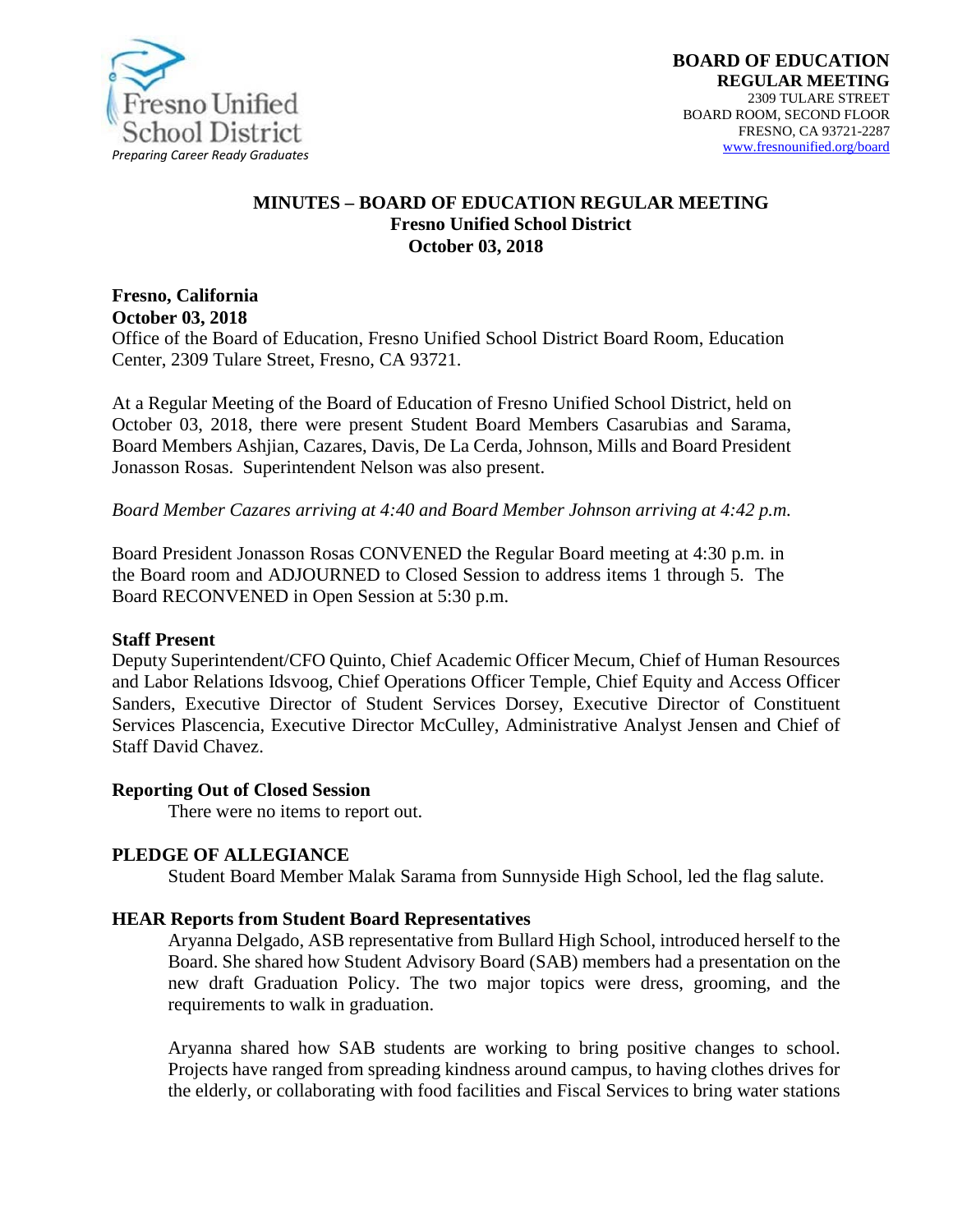Fresno Unified School District
*Preparing Career Ready Graduates*

**BOARD OF EDUCATION**
**REGULAR MEETING**
2309 TULARE STREET
BOARD ROOM, SECOND FLOOR
FRESNO, CA 93721-2287
www.fresnounified.org/board

# MINUTES – BOARD OF EDUCATION REGULAR MEETING
## Fresno Unified School District
## October 03, 2018

**Fresno, California**
**October 03, 2018**
Office of the Board of Education, Fresno Unified School District Board Room, Education Center, 2309 Tulare Street, Fresno, CA 93721.

At a Regular Meeting of the Board of Education of Fresno Unified School District, held on October 03, 2018, there were present Student Board Members Casarubias and Sarama, Board Members Ashjian, Cazares, Davis, De La Cerda, Johnson, Mills and Board President Jonasson Rosas. Superintendent Nelson was also present.

*Board Member Cazares arriving at 4:40 and Board Member Johnson arriving at 4:42 p.m.*

Board President Jonasson Rosas CONVENED the Regular Board meeting at 4:30 p.m. in the Board room and ADJOURNED to Closed Session to address items 1 through 5. The Board RECONVENED in Open Session at 5:30 p.m.

**Staff Present**
Deputy Superintendent/CFO Quinto, Chief Academic Officer Mecum, Chief of Human Resources and Labor Relations Idsvoog, Chief Operations Officer Temple, Chief Equity and Access Officer Sanders, Executive Director of Student Services Dorsey, Executive Director of Constituent Services Plascencia, Executive Director McCulley, Administrative Analyst Jensen and Chief of Staff David Chavez.

**Reporting Out of Closed Session**

There were no items to report out.

**PLEDGE OF ALLEGIANCE**

Student Board Member Malak Sarama from Sunnyside High School, led the flag salute.

**HEAR Reports from Student Board Representatives**

Aryanna Delgado, ASB representative from Bullard High School, introduced herself to the Board. She shared how Student Advisory Board (SAB) members had a presentation on the new draft Graduation Policy. The two major topics were dress, grooming, and the requirements to walk in graduation.

Aryanna shared how SAB students are working to bring positive changes to school. Projects have ranged from spreading kindness around campus, to having clothes drives for the elderly, or collaborating with food facilities and Fiscal Services to bring water stations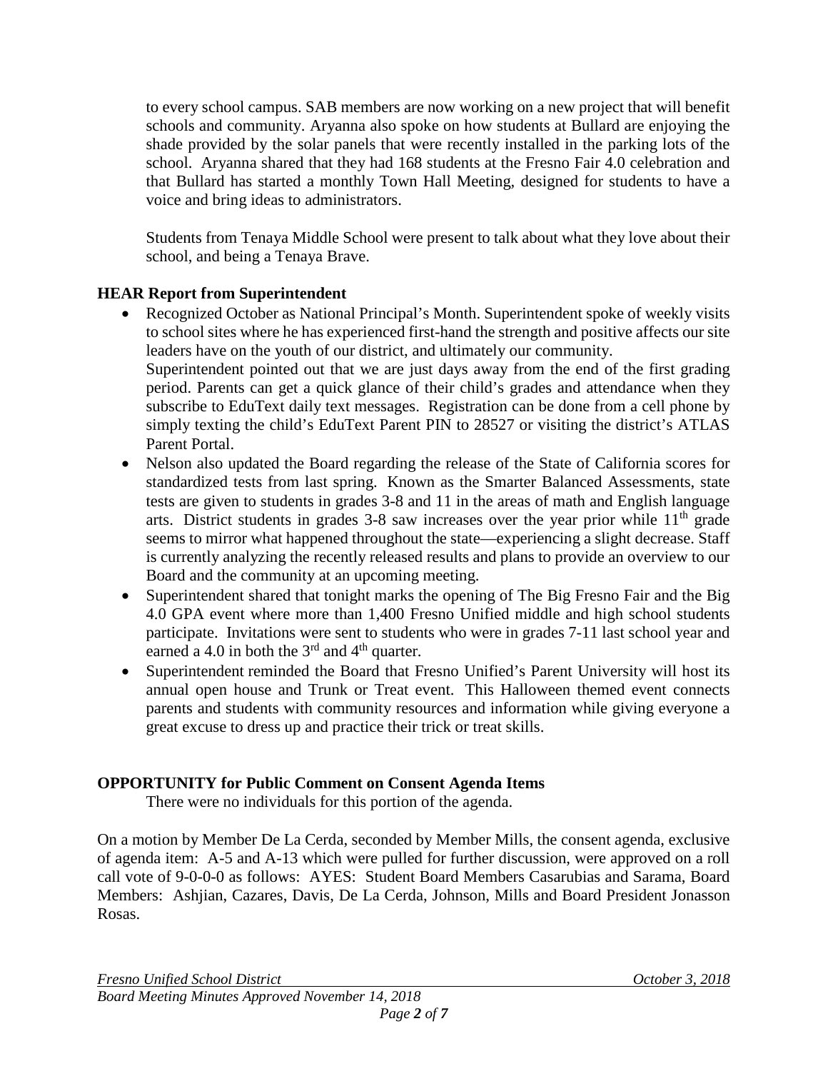to every school campus. SAB members are now working on a new project that will benefit schools and community. Aryanna also spoke on how students at Bullard are enjoying the shade provided by the solar panels that were recently installed in the parking lots of the school. Aryanna shared that they had 168 students at the Fresno Fair 4.0 celebration and that Bullard has started a monthly Town Hall Meeting, designed for students to have a voice and bring ideas to administrators.

Students from Tenaya Middle School were present to talk about what they love about their school, and being a Tenaya Brave.

**HEAR Report from Superintendent**

- Recognized October as National Principal's Month. Superintendent spoke of weekly visits to school sites where he has experienced first-hand the strength and positive affects our site leaders have on the youth of our district, and ultimately our community.
  Superintendent pointed out that we are just days away from the end of the first grading period. Parents can get a quick glance of their child's grades and attendance when they subscribe to EduText daily text messages. Registration can be done from a cell phone by simply texting the child's EduText Parent PIN to 28527 or visiting the district's ATLAS Parent Portal.
- Nelson also updated the Board regarding the release of the State of California scores for standardized tests from last spring. Known as the Smarter Balanced Assessments, state tests are given to students in grades 3-8 and 11 in the areas of math and English language arts. District students in grades 3-8 saw increases over the year prior while 11th grade seems to mirror what happened throughout the state—experiencing a slight decrease. Staff is currently analyzing the recently released results and plans to provide an overview to our Board and the community at an upcoming meeting.
- Superintendent shared that tonight marks the opening of The Big Fresno Fair and the Big 4.0 GPA event where more than 1,400 Fresno Unified middle and high school students participate. Invitations were sent to students who were in grades 7-11 last school year and earned a 4.0 in both the 3rd and 4th quarter.
- Superintendent reminded the Board that Fresno Unified's Parent University will host its annual open house and Trunk or Treat event. This Halloween themed event connects parents and students with community resources and information while giving everyone a great excuse to dress up and practice their trick or treat skills.

**OPPORTUNITY for Public Comment on Consent Agenda Items**

There were no individuals for this portion of the agenda.

On a motion by Member De La Cerda, seconded by Member Mills, the consent agenda, exclusive of agenda item: A-5 and A-13 which were pulled for further discussion, were approved on a roll call vote of 9-0-0-0 as follows: AYES: Student Board Members Casarubias and Sarama, Board Members: Ashjian, Cazares, Davis, De La Cerda, Johnson, Mills and Board President Jonasson Rosas.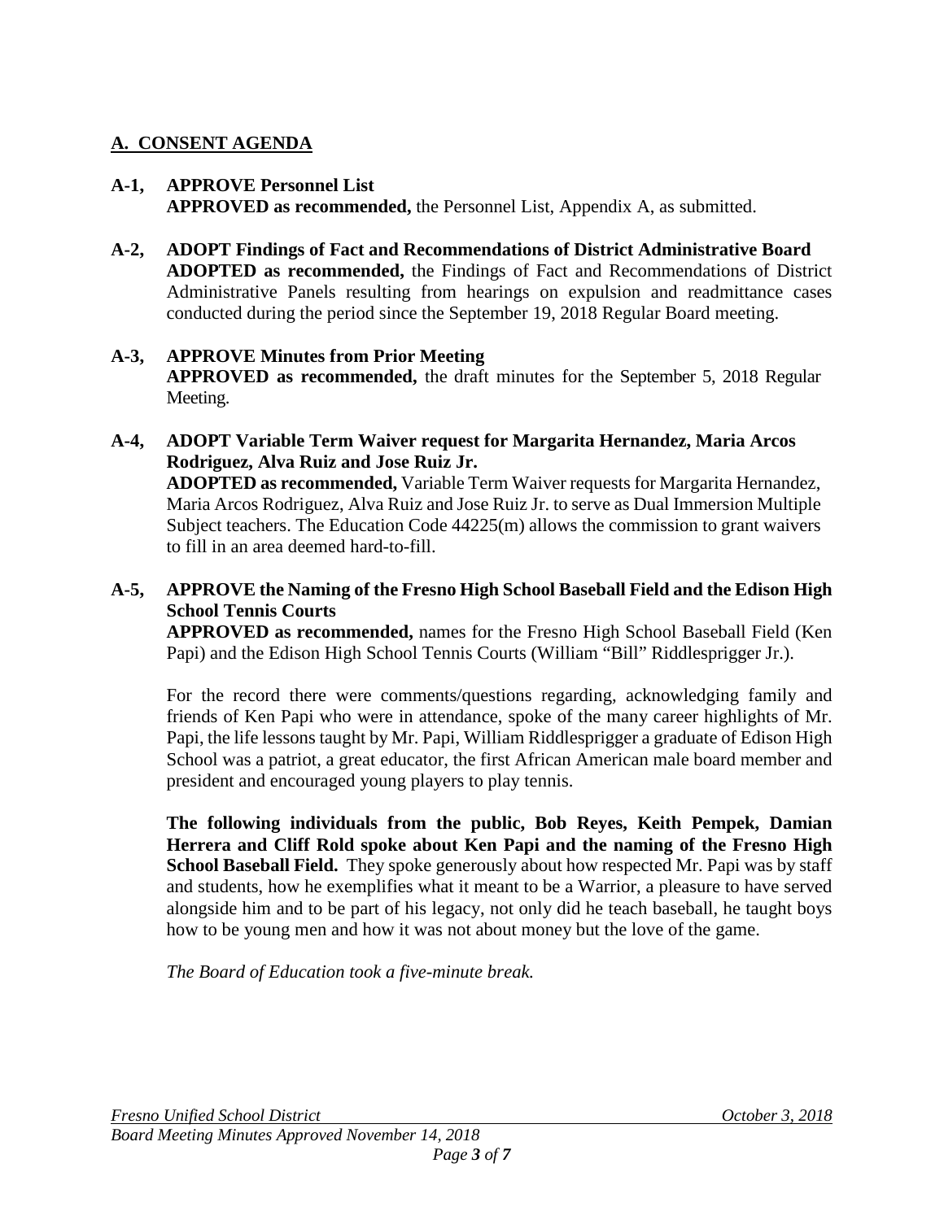## A. CONSENT AGENDA

**A-1, APPROVE Personnel List**
**APPROVED as recommended,** the Personnel List, Appendix A, as submitted.

**A-2, ADOPT Findings of Fact and Recommendations of District Administrative Board**
**ADOPTED as recommended,** the Findings of Fact and Recommendations of District Administrative Panels resulting from hearings on expulsion and readmittance cases conducted during the period since the September 19, 2018 Regular Board meeting.

**A-3, APPROVE Minutes from Prior Meeting**
**APPROVED as recommended,** the draft minutes for the September 5, 2018 Regular Meeting.

**A-4, ADOPT Variable Term Waiver request for Margarita Hernandez, Maria Arcos Rodriguez, Alva Ruiz and Jose Ruiz Jr.**
**ADOPTED as recommended,** Variable Term Waiver requests for Margarita Hernandez, Maria Arcos Rodriguez, Alva Ruiz and Jose Ruiz Jr. to serve as Dual Immersion Multiple Subject teachers. The Education Code 44225(m) allows the commission to grant waivers to fill in an area deemed hard-to-fill.

**A-5, APPROVE the Naming of the Fresno High School Baseball Field and the Edison High School Tennis Courts**
**APPROVED as recommended,** names for the Fresno High School Baseball Field (Ken Papi) and the Edison High School Tennis Courts (William "Bill" Riddlesprigger Jr.).

For the record there were comments/questions regarding, acknowledging family and friends of Ken Papi who were in attendance, spoke of the many career highlights of Mr. Papi, the life lessons taught by Mr. Papi, William Riddlesprigger a graduate of Edison High School was a patriot, a great educator, the first African American male board member and president and encouraged young players to play tennis.

**The following individuals from the public, Bob Reyes, Keith Pempek, Damian Herrera and Cliff Rold spoke about Ken Papi and the naming of the Fresno High School Baseball Field.** They spoke generously about how respected Mr. Papi was by staff and students, how he exemplifies what it meant to be a Warrior, a pleasure to have served alongside him and to be part of his legacy, not only did he teach baseball, he taught boys how to be young men and how it was not about money but the love of the game.

*The Board of Education took a five-minute break.*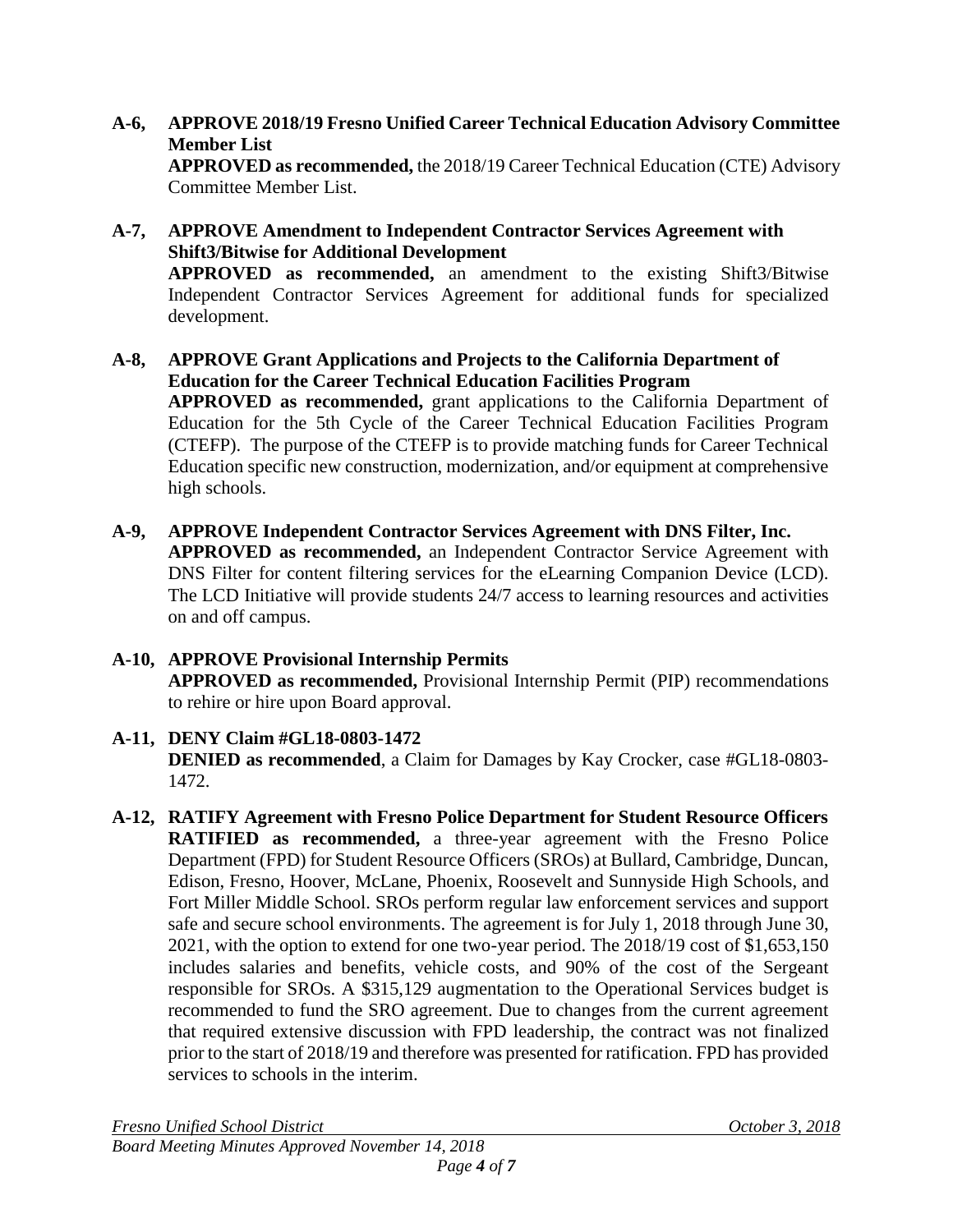**A-6, APPROVE 2018/19 Fresno Unified Career Technical Education Advisory Committee Member List**
**APPROVED as recommended,** the 2018/19 Career Technical Education (CTE) Advisory Committee Member List.

**A-7, APPROVE Amendment to Independent Contractor Services Agreement with Shift3/Bitwise for Additional Development**
**APPROVED as recommended,** an amendment to the existing Shift3/Bitwise Independent Contractor Services Agreement for additional funds for specialized development.

**A-8, APPROVE Grant Applications and Projects to the California Department of Education for the Career Technical Education Facilities Program**
**APPROVED as recommended,** grant applications to the California Department of Education for the 5th Cycle of the Career Technical Education Facilities Program (CTEFP). The purpose of the CTEFP is to provide matching funds for Career Technical Education specific new construction, modernization, and/or equipment at comprehensive high schools.

**A-9, APPROVE Independent Contractor Services Agreement with DNS Filter, Inc.**
**APPROVED as recommended,** an Independent Contractor Service Agreement with DNS Filter for content filtering services for the eLearning Companion Device (LCD). The LCD Initiative will provide students 24/7 access to learning resources and activities on and off campus.

**A-10, APPROVE Provisional Internship Permits**
**APPROVED as recommended,** Provisional Internship Permit (PIP) recommendations to rehire or hire upon Board approval.

**A-11, DENY Claim #GL18-0803-1472**
**DENIED as recommended**, a Claim for Damages by Kay Crocker, case #GL18-0803-1472.

**A-12, RATIFY Agreement with Fresno Police Department for Student Resource Officers**
**RATIFIED as recommended,** a three-year agreement with the Fresno Police Department (FPD) for Student Resource Officers (SROs) at Bullard, Cambridge, Duncan, Edison, Fresno, Hoover, McLane, Phoenix, Roosevelt and Sunnyside High Schools, and Fort Miller Middle School. SROs perform regular law enforcement services and support safe and secure school environments. The agreement is for July 1, 2018 through June 30, 2021, with the option to extend for one two-year period. The 2018/19 cost of $1,653,150 includes salaries and benefits, vehicle costs, and 90% of the cost of the Sergeant responsible for SROs. A $315,129 augmentation to the Operational Services budget is recommended to fund the SRO agreement. Due to changes from the current agreement that required extensive discussion with FPD leadership, the contract was not finalized prior to the start of 2018/19 and therefore was presented for ratification. FPD has provided services to schools in the interim.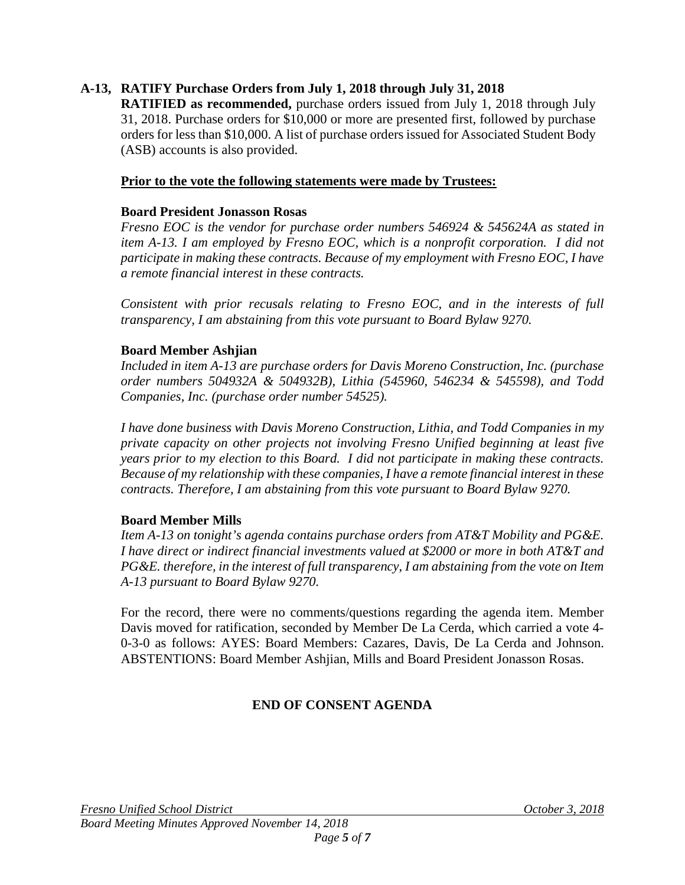**A-13, RATIFY Purchase Orders from July 1, 2018 through July 31, 2018**

**RATIFIED as recommended,** purchase orders issued from July 1, 2018 through July 31, 2018. Purchase orders for $10,000 or more are presented first, followed by purchase orders for less than $10,000. A list of purchase orders issued for Associated Student Body (ASB) accounts is also provided.

**Prior to the vote the following statements were made by Trustees:**

**Board President Jonasson Rosas**

*Fresno EOC is the vendor for purchase order numbers 546924 & 545624A as stated in item A-13. I am employed by Fresno EOC, which is a nonprofit corporation. I did not participate in making these contracts. Because of my employment with Fresno EOC, I have a remote financial interest in these contracts.*

*Consistent with prior recusals relating to Fresno EOC, and in the interests of full transparency, I am abstaining from this vote pursuant to Board Bylaw 9270.*

**Board Member Ashjian**

*Included in item A-13 are purchase orders for Davis Moreno Construction, Inc. (purchase order numbers 504932A & 504932B), Lithia (545960, 546234 & 545598), and Todd Companies, Inc. (purchase order number 54525).*

*I have done business with Davis Moreno Construction, Lithia, and Todd Companies in my private capacity on other projects not involving Fresno Unified beginning at least five years prior to my election to this Board. I did not participate in making these contracts. Because of my relationship with these companies, I have a remote financial interest in these contracts. Therefore, I am abstaining from this vote pursuant to Board Bylaw 9270.*

**Board Member Mills**

*Item A-13 on tonight's agenda contains purchase orders from AT&T Mobility and PG&E. I have direct or indirect financial investments valued at $2000 or more in both AT&T and PG&E. therefore, in the interest of full transparency, I am abstaining from the vote on Item A-13 pursuant to Board Bylaw 9270.*

For the record, there were no comments/questions regarding the agenda item. Member Davis moved for ratification, seconded by Member De La Cerda, which carried a vote 4-0-3-0 as follows: AYES: Board Members: Cazares, Davis, De La Cerda and Johnson. ABSTENTIONS: Board Member Ashjian, Mills and Board President Jonasson Rosas.

**END OF CONSENT AGENDA**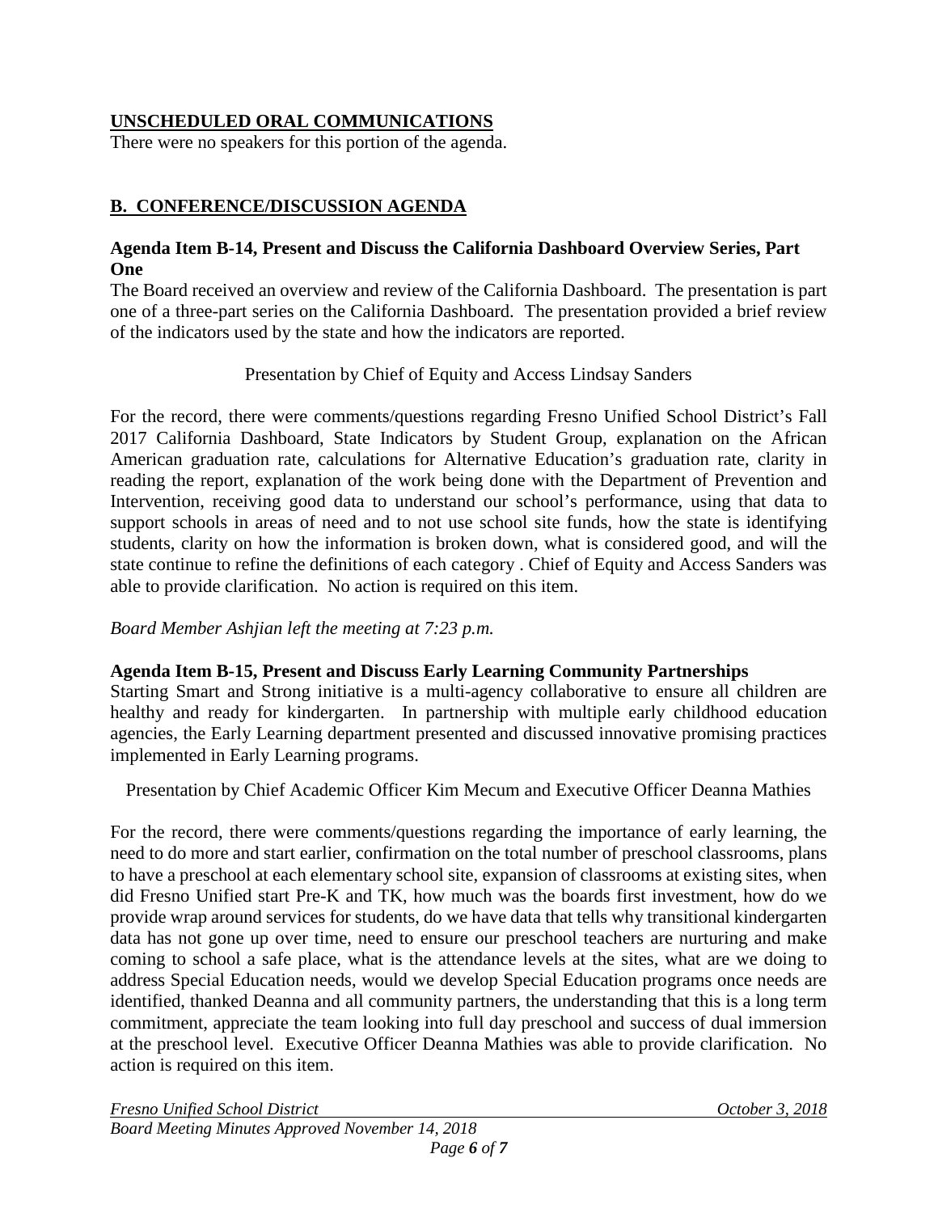## UNSCHEDULED ORAL COMMUNICATIONS

There were no speakers for this portion of the agenda.

## B. CONFERENCE/DISCUSSION AGENDA

**Agenda Item B-14, Present and Discuss the California Dashboard Overview Series, Part One**

The Board received an overview and review of the California Dashboard. The presentation is part one of a three-part series on the California Dashboard. The presentation provided a brief review of the indicators used by the state and how the indicators are reported.

Presentation by Chief of Equity and Access Lindsay Sanders

For the record, there were comments/questions regarding Fresno Unified School District's Fall 2017 California Dashboard, State Indicators by Student Group, explanation on the African American graduation rate, calculations for Alternative Education's graduation rate, clarity in reading the report, explanation of the work being done with the Department of Prevention and Intervention, receiving good data to understand our school's performance, using that data to support schools in areas of need and to not use school site funds, how the state is identifying students, clarity on how the information is broken down, what is considered good, and will the state continue to refine the definitions of each category . Chief of Equity and Access Sanders was able to provide clarification. No action is required on this item.

*Board Member Ashjian left the meeting at 7:23 p.m.*

**Agenda Item B-15, Present and Discuss Early Learning Community Partnerships**

Starting Smart and Strong initiative is a multi-agency collaborative to ensure all children are healthy and ready for kindergarten. In partnership with multiple early childhood education agencies, the Early Learning department presented and discussed innovative promising practices implemented in Early Learning programs.

Presentation by Chief Academic Officer Kim Mecum and Executive Officer Deanna Mathies

For the record, there were comments/questions regarding the importance of early learning, the need to do more and start earlier, confirmation on the total number of preschool classrooms, plans to have a preschool at each elementary school site, expansion of classrooms at existing sites, when did Fresno Unified start Pre-K and TK, how much was the boards first investment, how do we provide wrap around services for students, do we have data that tells why transitional kindergarten data has not gone up over time, need to ensure our preschool teachers are nurturing and make coming to school a safe place, what is the attendance levels at the sites, what are we doing to address Special Education needs, would we develop Special Education programs once needs are identified, thanked Deanna and all community partners, the understanding that this is a long term commitment, appreciate the team looking into full day preschool and success of dual immersion at the preschool level. Executive Officer Deanna Mathies was able to provide clarification. No action is required on this item.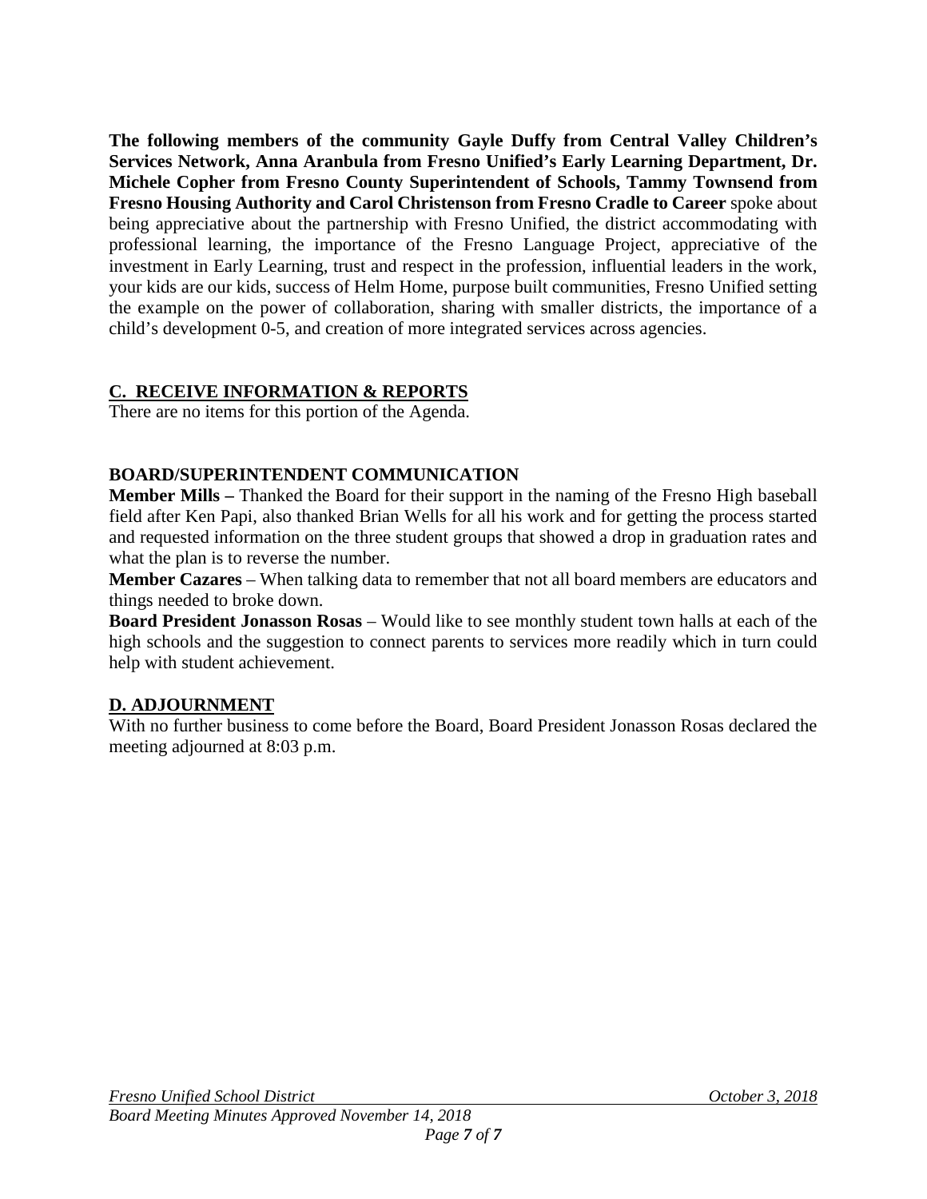**The following members of the community Gayle Duffy from Central Valley Children's Services Network, Anna Aranbula from Fresno Unified's Early Learning Department, Dr. Michele Copher from Fresno County Superintendent of Schools, Tammy Townsend from Fresno Housing Authority and Carol Christenson from Fresno Cradle to Career** spoke about being appreciative about the partnership with Fresno Unified, the district accommodating with professional learning, the importance of the Fresno Language Project, appreciative of the investment in Early Learning, trust and respect in the profession, influential leaders in the work, your kids are our kids, success of Helm Home, purpose built communities, Fresno Unified setting the example on the power of collaboration, sharing with smaller districts, the importance of a child's development 0-5, and creation of more integrated services across agencies.

## C. RECEIVE INFORMATION & REPORTS

There are no items for this portion of the Agenda.

## BOARD/SUPERINTENDENT COMMUNICATION

**Member Mills –** Thanked the Board for their support in the naming of the Fresno High baseball field after Ken Papi, also thanked Brian Wells for all his work and for getting the process started and requested information on the three student groups that showed a drop in graduation rates and what the plan is to reverse the number.

**Member Cazares** – When talking data to remember that not all board members are educators and things needed to broke down.

**Board President Jonasson Rosas** – Would like to see monthly student town halls at each of the high schools and the suggestion to connect parents to services more readily which in turn could help with student achievement.

## D. ADJOURNMENT

With no further business to come before the Board, Board President Jonasson Rosas declared the meeting adjourned at 8:03 p.m.